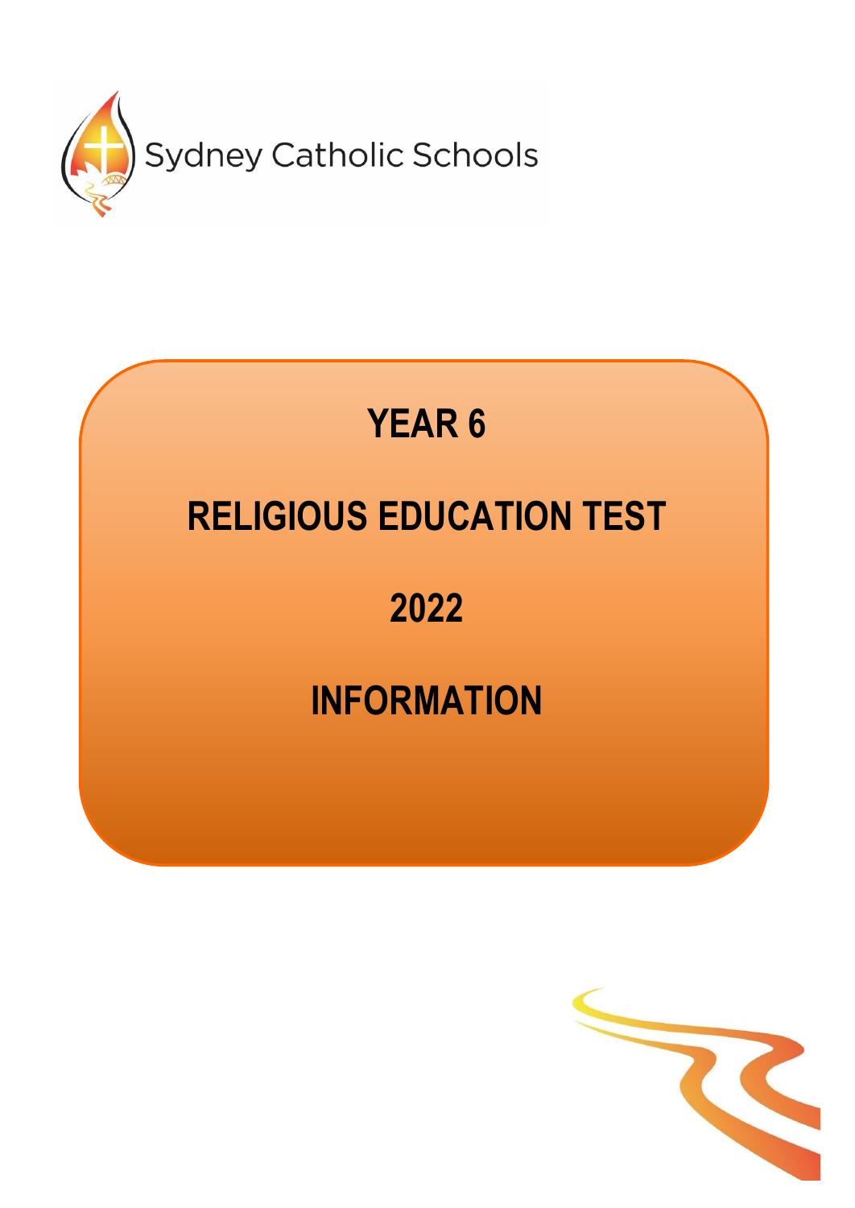Sydney Catholic Schools

# YEAR 6

# RELIGIOUS EDUCATION TEST

# 2022

# INFORMATION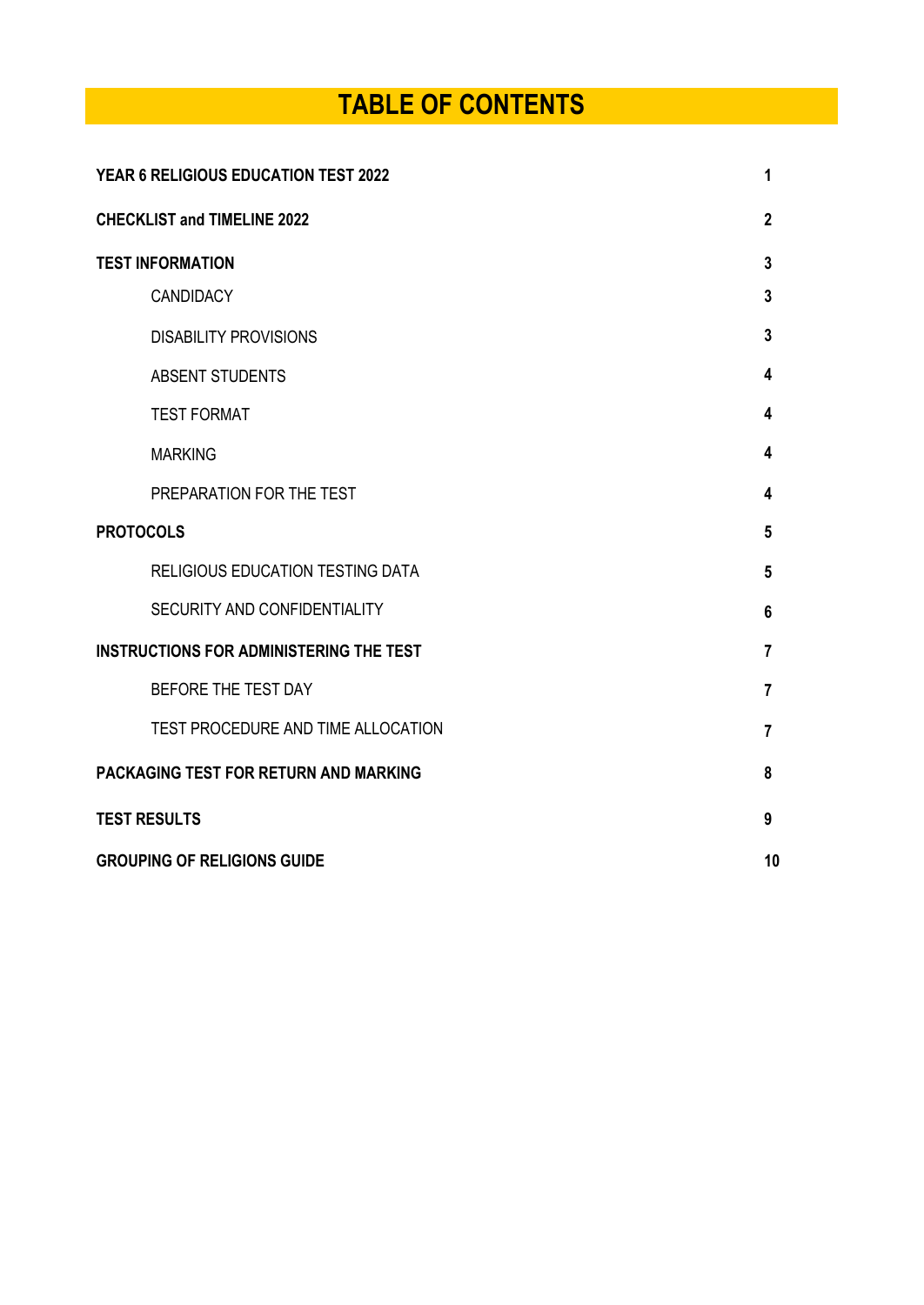# TABLE OF CONTENTS

| | |
|---|---|
| **YEAR 6 RELIGIOUS EDUCATION TEST 2022** | **1** |
| **CHECKLIST and TIMELINE 2022** | **2** |
| **TEST INFORMATION** | **3** |
| CANDIDACY | **3** |
| DISABILITY PROVISIONS | **3** |
| ABSENT STUDENTS | **4** |
| TEST FORMAT | **4** |
| MARKING | **4** |
| PREPARATION FOR THE TEST | **4** |
| **PROTOCOLS** | **5** |
| RELIGIOUS EDUCATION TESTING DATA | **5** |
| SECURITY AND CONFIDENTIALITY | **6** |
| **INSTRUCTIONS FOR ADMINISTERING THE TEST** | **7** |
| BEFORE THE TEST DAY | **7** |
| TEST PROCEDURE AND TIME ALLOCATION | **7** |
| **PACKAGING TEST FOR RETURN AND MARKING** | **8** |
| **TEST RESULTS** | **9** |
| **GROUPING OF RELIGIONS GUIDE** | **10** |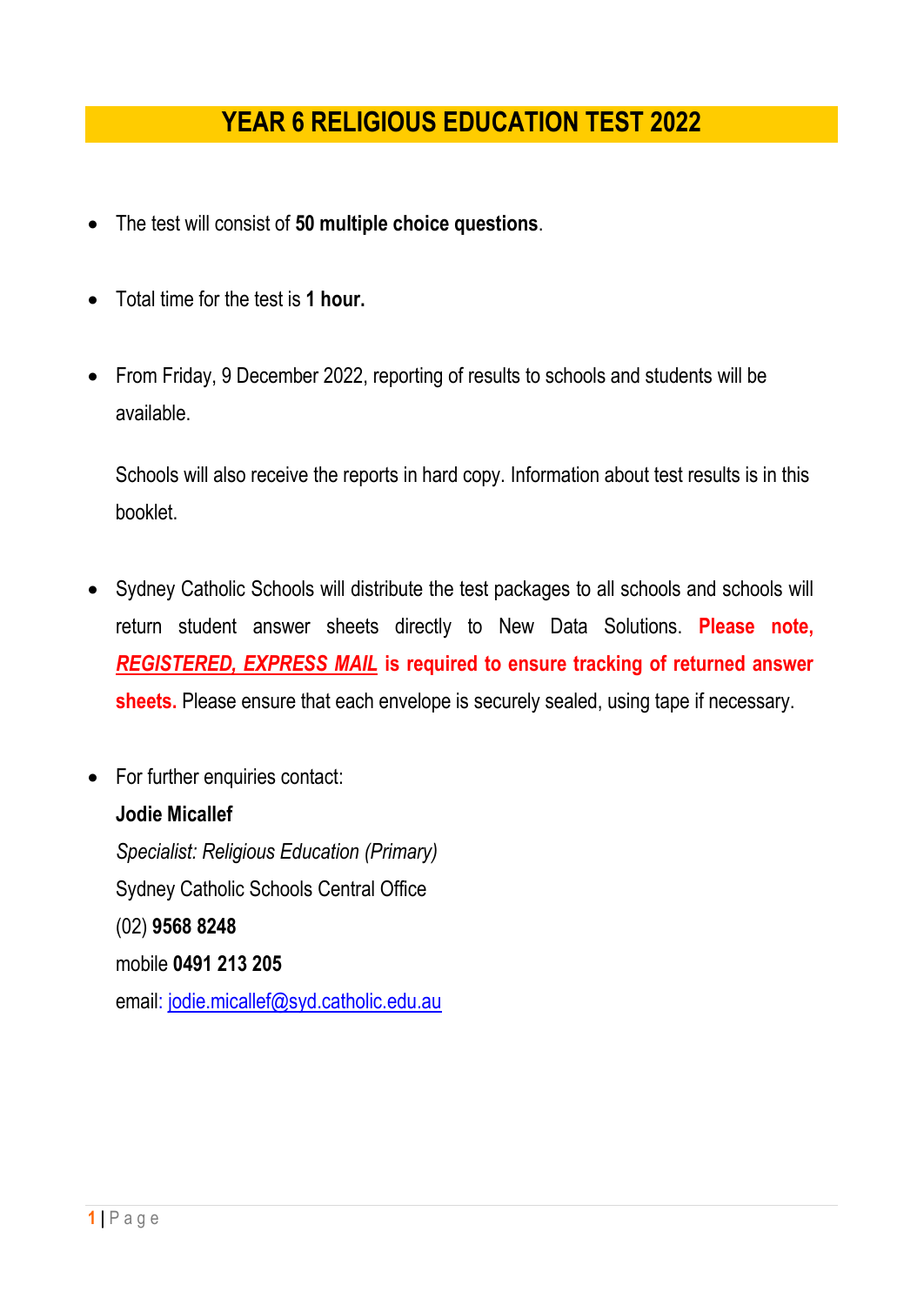# YEAR 6 RELIGIOUS EDUCATION TEST 2022

- The test will consist of **50 multiple choice questions**.

- Total time for the test is **1 hour.**

- From Friday, 9 December 2022, reporting of results to schools and students will be available.

  Schools will also receive the reports in hard copy. Information about test results is in this booklet.

- Sydney Catholic Schools will distribute the test packages to all schools and schools will return student answer sheets directly to New Data Solutions. **Please note, *REGISTERED, EXPRESS MAIL* is required to ensure tracking of returned answer sheets.** Please ensure that each envelope is securely sealed, using tape if necessary.

- For further enquiries contact:
  **Jodie Micallef**
  *Specialist: Religious Education (Primary)*
  Sydney Catholic Schools Central Office
  (02) **9568 8248**
  mobile **0491 213 205**
  email: jodie.micallef@syd.catholic.edu.au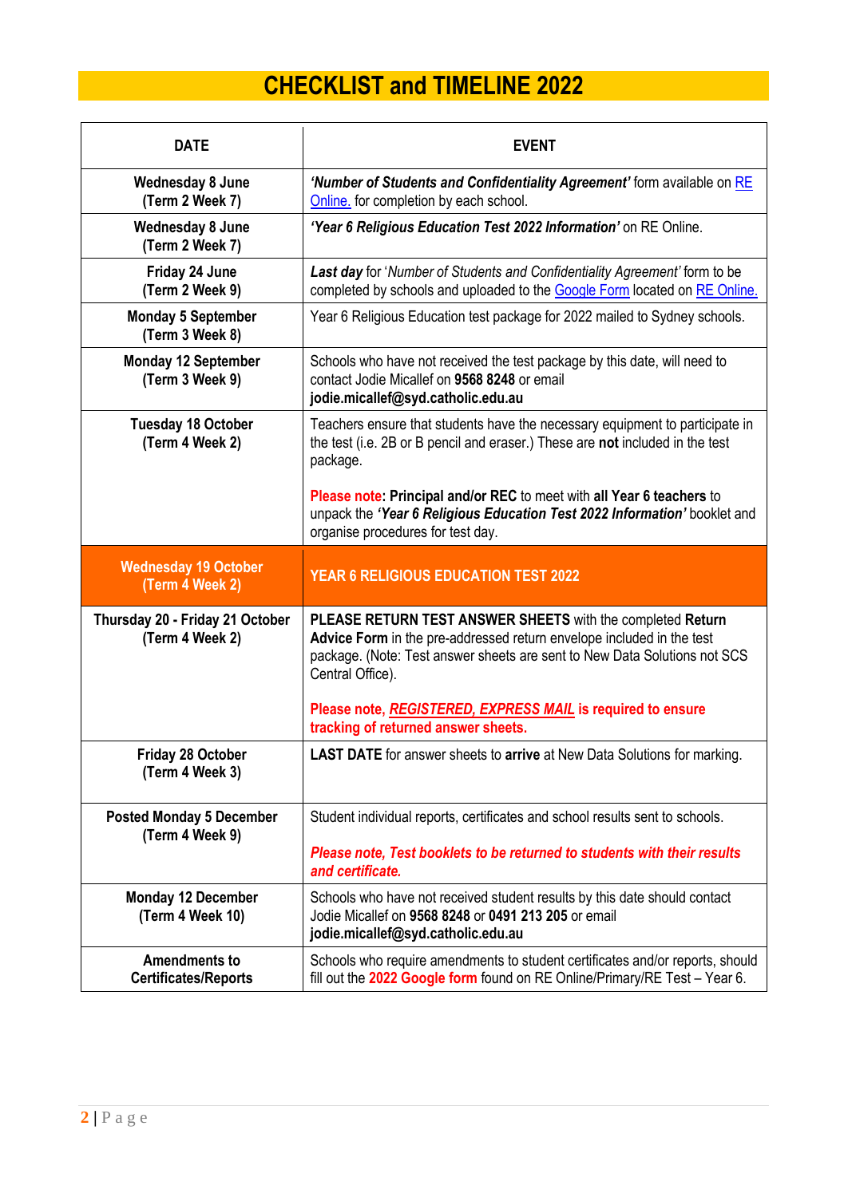# CHECKLIST and TIMELINE 2022

| DATE | EVENT |
|---|---|
| **Wednesday 8 June (Term 2 Week 7)** | ***'Number of Students and Confidentiality Agreement'*** form available on RE Online. for completion by each school. |
| **Wednesday 8 June (Term 2 Week 7)** | ***'Year 6 Religious Education Test 2022 Information'*** on RE Online. |
| **Friday 24 June (Term 2 Week 9)** | ***Last day*** for '*Number of Students and Confidentiality Agreement'* form to be completed by schools and uploaded to the Google Form located on RE Online. |
| **Monday 5 September (Term 3 Week 8)** | Year 6 Religious Education test package for 2022 mailed to Sydney schools. |
| **Monday 12 September (Term 3 Week 9)** | Schools who have not received the test package by this date, will need to contact Jodie Micallef on **9568 8248** or email **jodie.micallef@syd.catholic.edu.au** |
| **Tuesday 18 October (Term 4 Week 2)** | Teachers ensure that students have the necessary equipment to participate in the test (i.e. 2B or B pencil and eraser.) These are **not** included in the test package.<br><br>**Please note: Principal and/or REC** to meet with **all Year 6 teachers** to unpack the ***'Year 6 Religious Education Test 2022 Information'*** booklet and organise procedures for test day. |
| **Wednesday 19 October (Term 4 Week 2)** | **YEAR 6 RELIGIOUS EDUCATION TEST 2022** |
| **Thursday 20 - Friday 21 October (Term 4 Week 2)** | **PLEASE RETURN TEST ANSWER SHEETS** with the completed **Return Advice Form** in the pre-addressed return envelope included in the test package. (Note: Test answer sheets are sent to New Data Solutions not SCS Central Office).<br><br>**Please note, *REGISTERED, EXPRESS MAIL* is required to ensure tracking of returned answer sheets.** |
| **Friday 28 October (Term 4 Week 3)** | **LAST DATE** for answer sheets to **arrive** at New Data Solutions for marking. |
| **Posted Monday 5 December (Term 4 Week 9)** | Student individual reports, certificates and school results sent to schools.<br><br>***Please note, Test booklets to be returned to students with their results and certificate.*** |
| **Monday 12 December (Term 4 Week 10)** | Schools who have not received student results by this date should contact Jodie Micallef on **9568 8248** or **0491 213 205** or email **jodie.micallef@syd.catholic.edu.au** |
| **Amendments to Certificates/Reports** | Schools who require amendments to student certificates and/or reports, should fill out the **2022 Google form** found on RE Online/Primary/RE Test – Year 6. |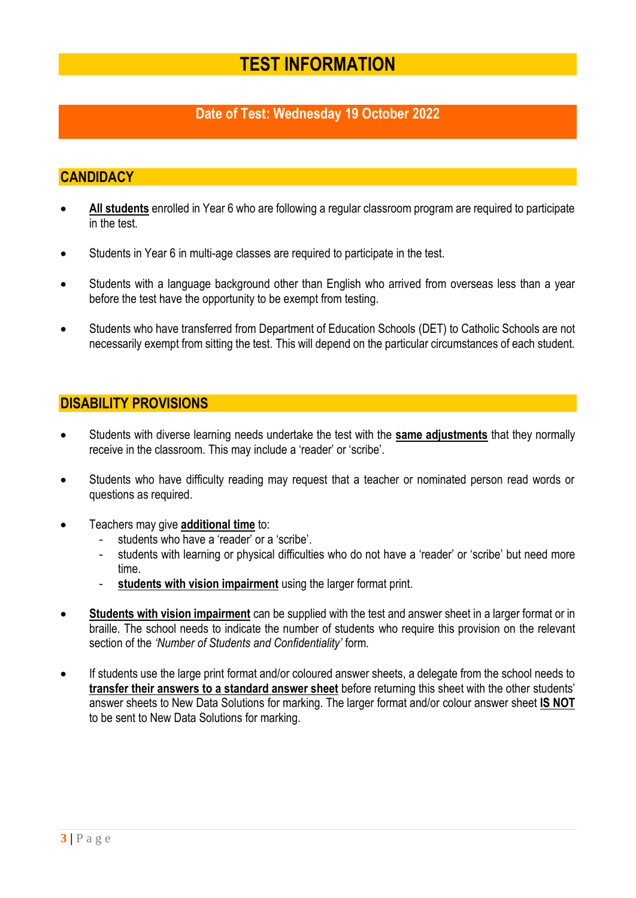# TEST INFORMATION

## Date of Test: Wednesday 19 October 2022

## CANDIDACY

- **All students** enrolled in Year 6 who are following a regular classroom program are required to participate in the test.
- Students in Year 6 in multi-age classes are required to participate in the test.
- Students with a language background other than English who arrived from overseas less than a year before the test have the opportunity to be exempt from testing.
- Students who have transferred from Department of Education Schools (DET) to Catholic Schools are not necessarily exempt from sitting the test. This will depend on the particular circumstances of each student.

## DISABILITY PROVISIONS

- Students with diverse learning needs undertake the test with the **same adjustments** that they normally receive in the classroom. This may include a 'reader' or 'scribe'.
- Students who have difficulty reading may request that a teacher or nominated person read words or questions as required.
- Teachers may give **additional time** to:
  - students who have a 'reader' or a 'scribe'.
  - students with learning or physical difficulties who do not have a 'reader' or 'scribe' but need more time.
  - **students with vision impairment** using the larger format print.
- **Students with vision impairment** can be supplied with the test and answer sheet in a larger format or in braille. The school needs to indicate the number of students who require this provision on the relevant section of the *'Number of Students and Confidentiality'* form.
- If students use the large print format and/or coloured answer sheets, a delegate from the school needs to **transfer their answers to a standard answer sheet** before returning this sheet with the other students' answer sheets to New Data Solutions for marking. The larger format and/or colour answer sheet **IS NOT** to be sent to New Data Solutions for marking.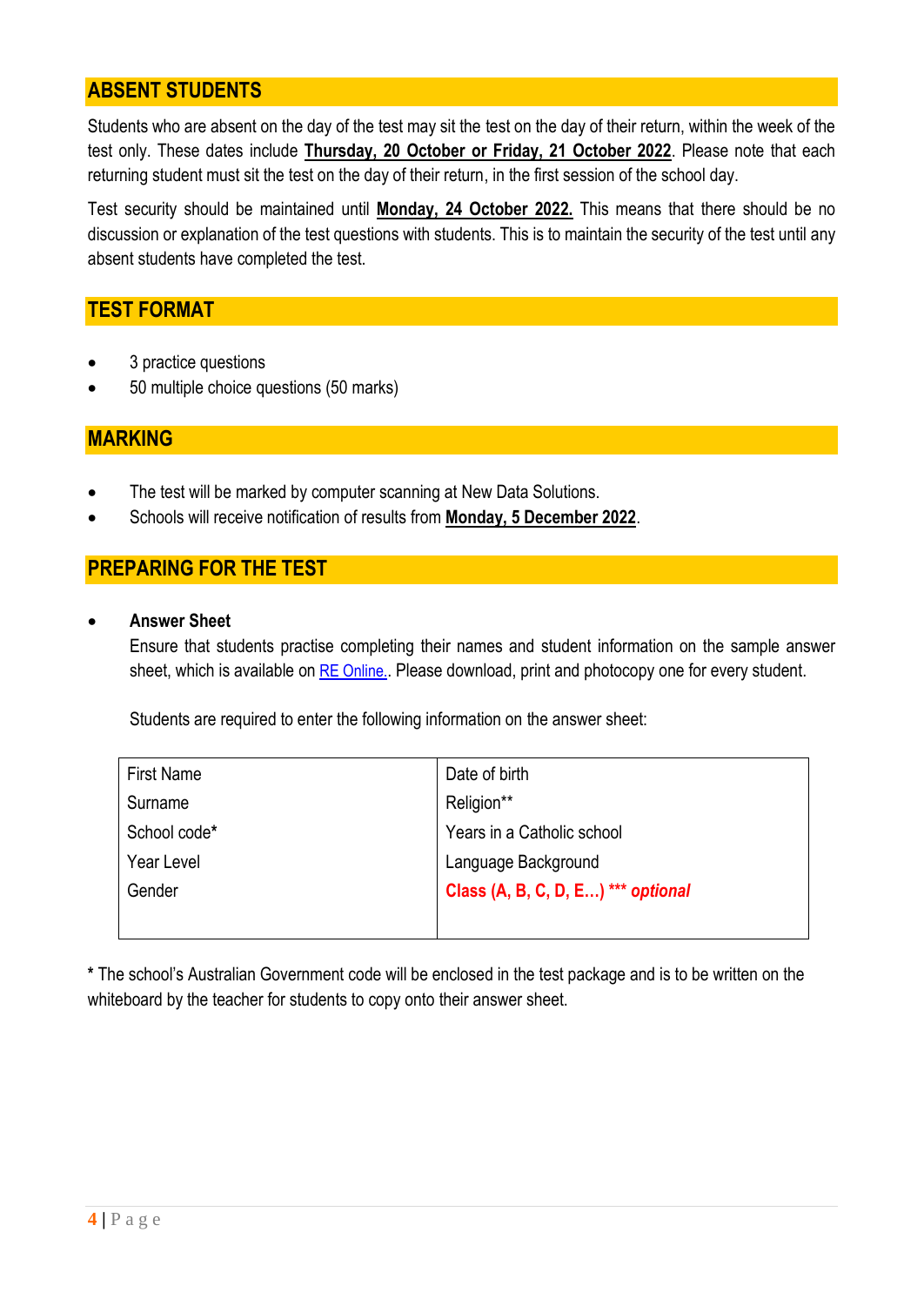## ABSENT STUDENTS

Students who are absent on the day of the test may sit the test on the day of their return, within the week of the test only. These dates include **Thursday, 20 October or Friday, 21 October 2022**. Please note that each returning student must sit the test on the day of their return, in the first session of the school day.

Test security should be maintained until **Monday, 24 October 2022.** This means that there should be no discussion or explanation of the test questions with students. This is to maintain the security of the test until any absent students have completed the test.

## TEST FORMAT

- 3 practice questions
- 50 multiple choice questions (50 marks)

## MARKING

- The test will be marked by computer scanning at New Data Solutions.
- Schools will receive notification of results from **Monday, 5 December 2022**.

## PREPARING FOR THE TEST

- **Answer Sheet**

  Ensure that students practise completing their names and student information on the sample answer sheet, which is available on RE Online.. Please download, print and photocopy one for every student.

  Students are required to enter the following information on the answer sheet:

| | |
|---|---|
| First Name | Date of birth |
| Surname | Religion** |
| School code* | Years in a Catholic school |
| Year Level | Language Background |
| Gender | **Class (A, B, C, D, E…) \*\*\* *optional*** |

\* The school's Australian Government code will be enclosed in the test package and is to be written on the whiteboard by the teacher for students to copy onto their answer sheet.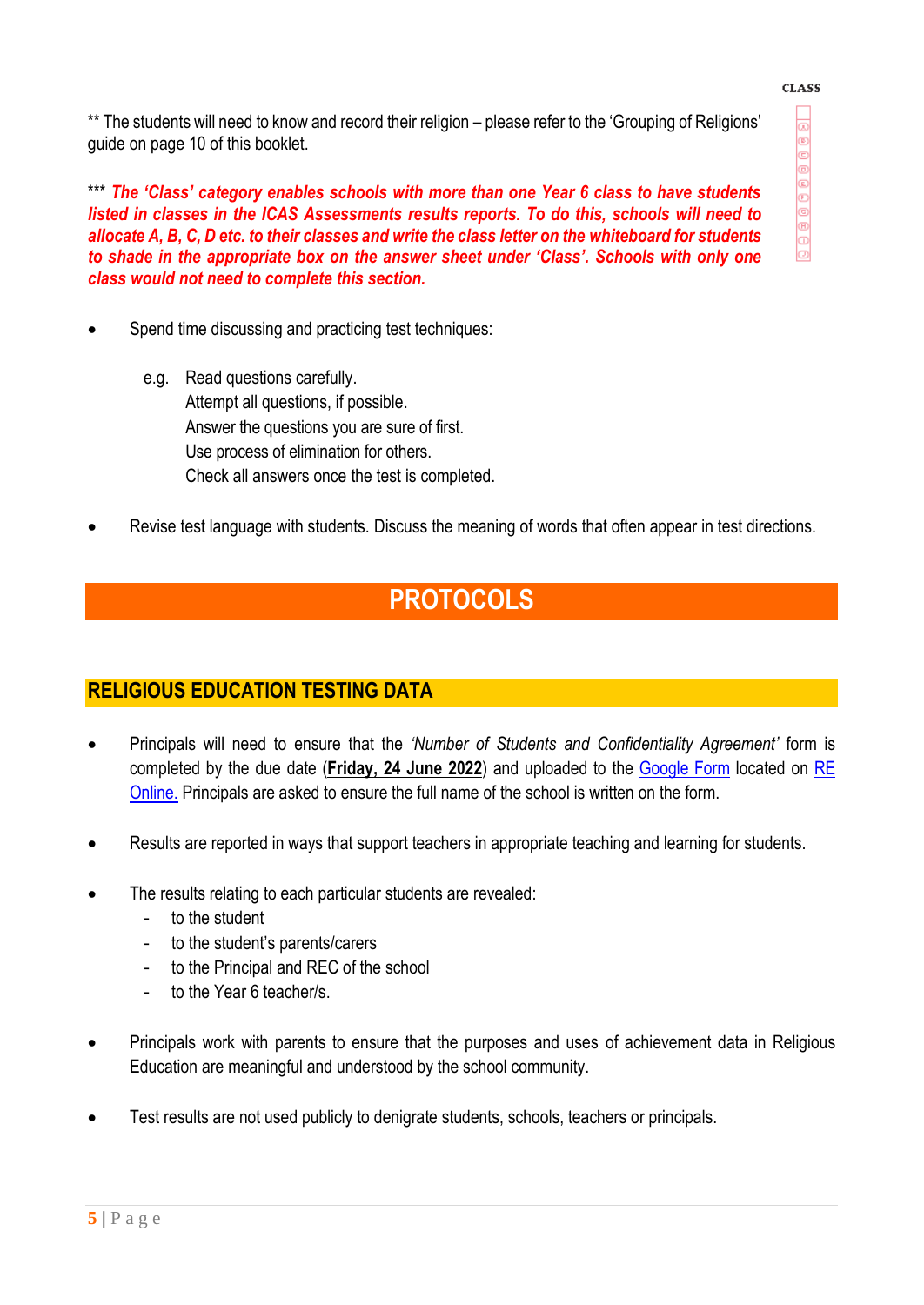CLASS

A B C D E F G H I J

** The students will need to know and record their religion – please refer to the 'Grouping of Religions' guide on page 10 of this booklet.

*** ***The 'Class' category enables schools with more than one Year 6 class to have students listed in classes in the ICAS Assessments results reports. To do this, schools will need to allocate A, B, C, D etc. to their classes and write the class letter on the whiteboard for students to shade in the appropriate box on the answer sheet under 'Class'. Schools with only one class would not need to complete this section.***

- Spend time discussing and practicing test techniques:

  e.g. Read questions carefully.
  Attempt all questions, if possible.
  Answer the questions you are sure of first.
  Use process of elimination for others.
  Check all answers once the test is completed.

- Revise test language with students. Discuss the meaning of words that often appear in test directions.

# PROTOCOLS

## RELIGIOUS EDUCATION TESTING DATA

- Principals will need to ensure that the *'Number of Students and Confidentiality Agreement'* form is completed by the due date (**Friday, 24 June 2022**) and uploaded to the Google Form located on RE Online. Principals are asked to ensure the full name of the school is written on the form.

- Results are reported in ways that support teachers in appropriate teaching and learning for students.

- The results relating to each particular students are revealed:
  - to the student
  - to the student's parents/carers
  - to the Principal and REC of the school
  - to the Year 6 teacher/s.

- Principals work with parents to ensure that the purposes and uses of achievement data in Religious Education are meaningful and understood by the school community.

- Test results are not used publicly to denigrate students, schools, teachers or principals.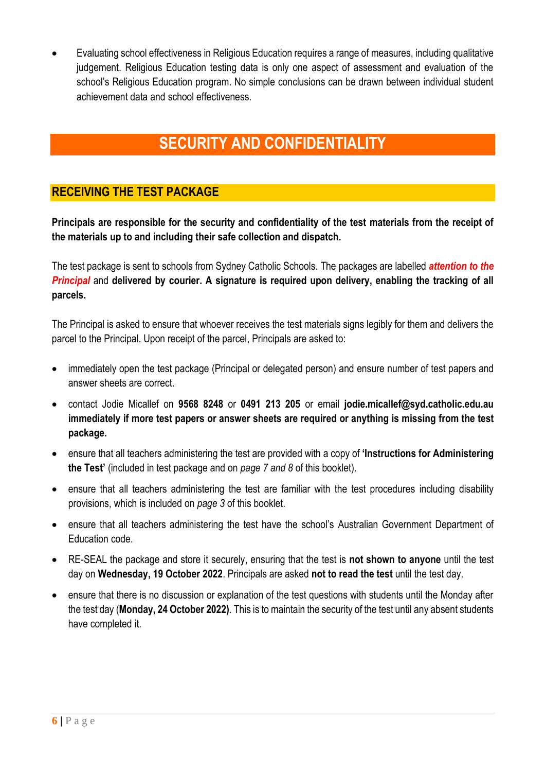- Evaluating school effectiveness in Religious Education requires a range of measures, including qualitative judgement. Religious Education testing data is only one aspect of assessment and evaluation of the school's Religious Education program. No simple conclusions can be drawn between individual student achievement data and school effectiveness.

# SECURITY AND CONFIDENTIALITY

## RECEIVING THE TEST PACKAGE

**Principals are responsible for the security and confidentiality of the test materials from the receipt of the materials up to and including their safe collection and dispatch.**

The test package is sent to schools from Sydney Catholic Schools. The packages are labelled ***attention to the Principal*** and **delivered by courier. A signature is required upon delivery, enabling the tracking of all parcels.**

The Principal is asked to ensure that whoever receives the test materials signs legibly for them and delivers the parcel to the Principal. Upon receipt of the parcel, Principals are asked to:

- immediately open the test package (Principal or delegated person) and ensure number of test papers and answer sheets are correct.
- contact Jodie Micallef on **9568 8248** or **0491 213 205** or email **jodie.micallef@syd.catholic.edu.au immediately if more test papers or answer sheets are required or anything is missing from the test package.**
- ensure that all teachers administering the test are provided with a copy of **'Instructions for Administering the Test'** (included in test package and on *page 7 and 8* of this booklet).
- ensure that all teachers administering the test are familiar with the test procedures including disability provisions, which is included on *page 3* of this booklet.
- ensure that all teachers administering the test have the school's Australian Government Department of Education code.
- RE-SEAL the package and store it securely, ensuring that the test is **not shown to anyone** until the test day on **Wednesday, 19 October 2022**. Principals are asked **not to read the test** until the test day.
- ensure that there is no discussion or explanation of the test questions with students until the Monday after the test day (**Monday, 24 October 2022)**. This is to maintain the security of the test until any absent students have completed it.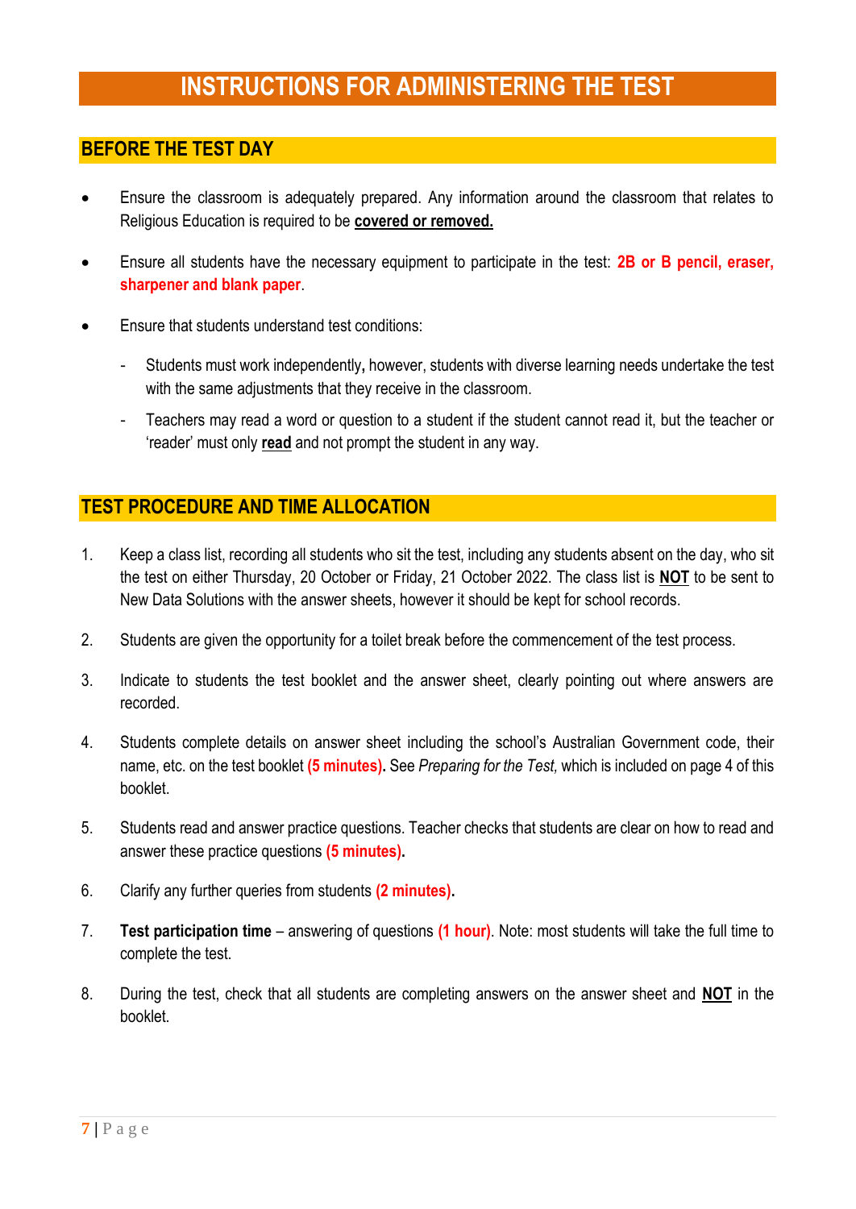# INSTRUCTIONS FOR ADMINISTERING THE TEST

## BEFORE THE TEST DAY

- Ensure the classroom is adequately prepared. Any information around the classroom that relates to Religious Education is required to be **covered or removed.**
- Ensure all students have the necessary equipment to participate in the test: **2B or B pencil, eraser, sharpener and blank paper**.
- Ensure that students understand test conditions:
  - Students must work independently**,** however, students with diverse learning needs undertake the test with the same adjustments that they receive in the classroom.
  - Teachers may read a word or question to a student if the student cannot read it, but the teacher or 'reader' must only **read** and not prompt the student in any way.

## TEST PROCEDURE AND TIME ALLOCATION

1. Keep a class list, recording all students who sit the test, including any students absent on the day, who sit the test on either Thursday, 20 October or Friday, 21 October 2022. The class list is **NOT** to be sent to New Data Solutions with the answer sheets, however it should be kept for school records.
2. Students are given the opportunity for a toilet break before the commencement of the test process.
3. Indicate to students the test booklet and the answer sheet, clearly pointing out where answers are recorded.
4. Students complete details on answer sheet including the school's Australian Government code, their name, etc. on the test booklet **(5 minutes).** See *Preparing for the Test,* which is included on page 4 of this booklet.
5. Students read and answer practice questions. Teacher checks that students are clear on how to read and answer these practice questions **(5 minutes).**
6. Clarify any further queries from students **(2 minutes).**
7. **Test participation time** – answering of questions **(1 hour)**. Note: most students will take the full time to complete the test.
8. During the test, check that all students are completing answers on the answer sheet and **NOT** in the booklet.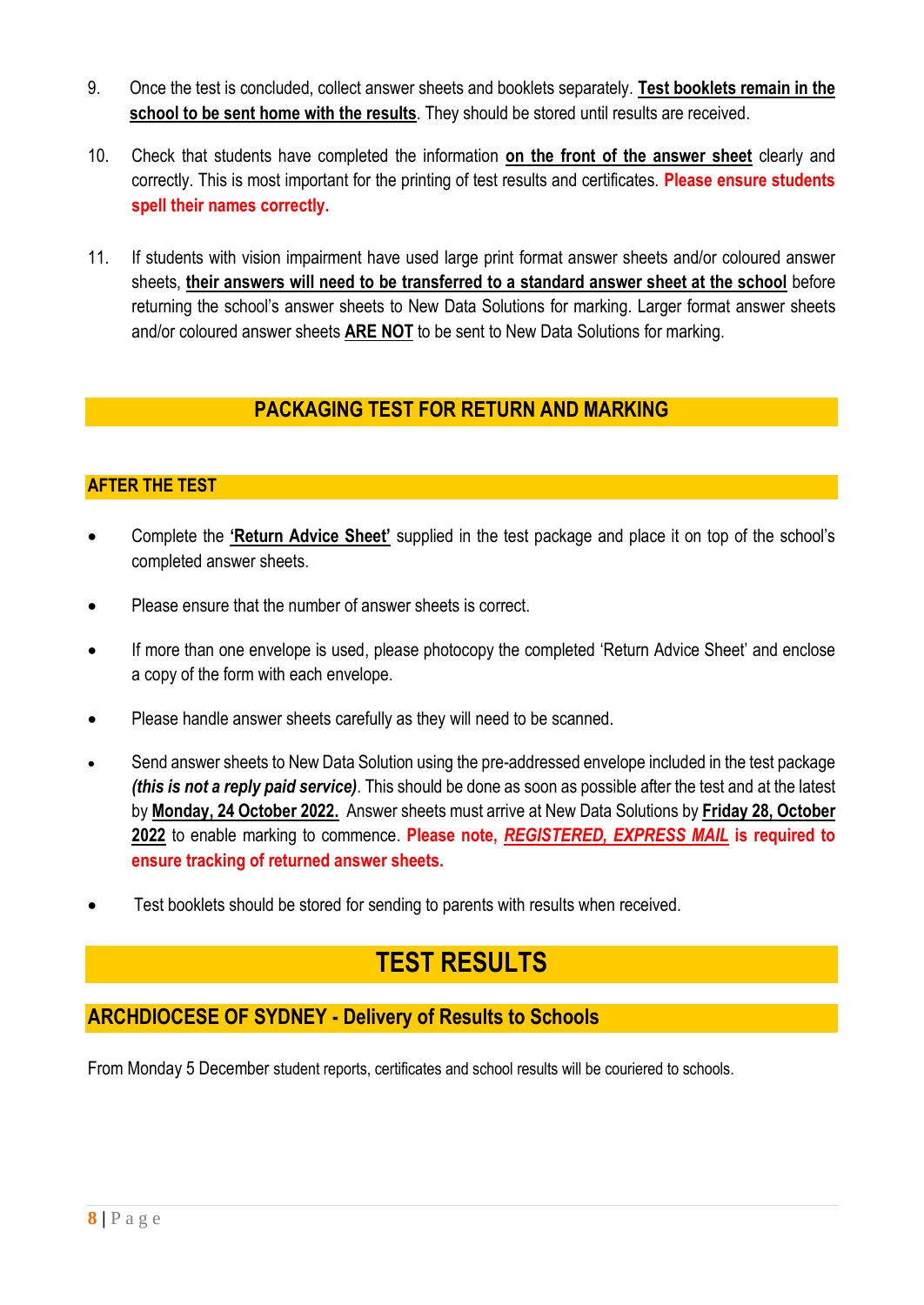9. Once the test is concluded, collect answer sheets and booklets separately. **Test booklets remain in the school to be sent home with the results**. They should be stored until results are received.

10. Check that students have completed the information **on the front of the answer sheet** clearly and correctly. This is most important for the printing of test results and certificates. **Please ensure students spell their names correctly.**

11. If students with vision impairment have used large print format answer sheets and/or coloured answer sheets, **their answers will need to be transferred to a standard answer sheet at the school** before returning the school's answer sheets to New Data Solutions for marking. Larger format answer sheets and/or coloured answer sheets **ARE NOT** to be sent to New Data Solutions for marking.

## PACKAGING TEST FOR RETURN AND MARKING

### AFTER THE TEST

- Complete the **'Return Advice Sheet'** supplied in the test package and place it on top of the school's completed answer sheets.
- Please ensure that the number of answer sheets is correct.
- If more than one envelope is used, please photocopy the completed 'Return Advice Sheet' and enclose a copy of the form with each envelope.
- Please handle answer sheets carefully as they will need to be scanned.
- Send answer sheets to New Data Solution using the pre-addressed envelope included in the test package ***(this is not a reply paid service)***. This should be done as soon as possible after the test and at the latest by **Monday, 24 October 2022.** Answer sheets must arrive at New Data Solutions by **Friday 28, October 2022** to enable marking to commence. **Please note, *REGISTERED, EXPRESS MAIL* is required to ensure tracking of returned answer sheets.**
- Test booklets should be stored for sending to parents with results when received.

# TEST RESULTS

## ARCHDIOCESE OF SYDNEY - Delivery of Results to Schools

From Monday 5 December student reports, certificates and school results will be couriered to schools.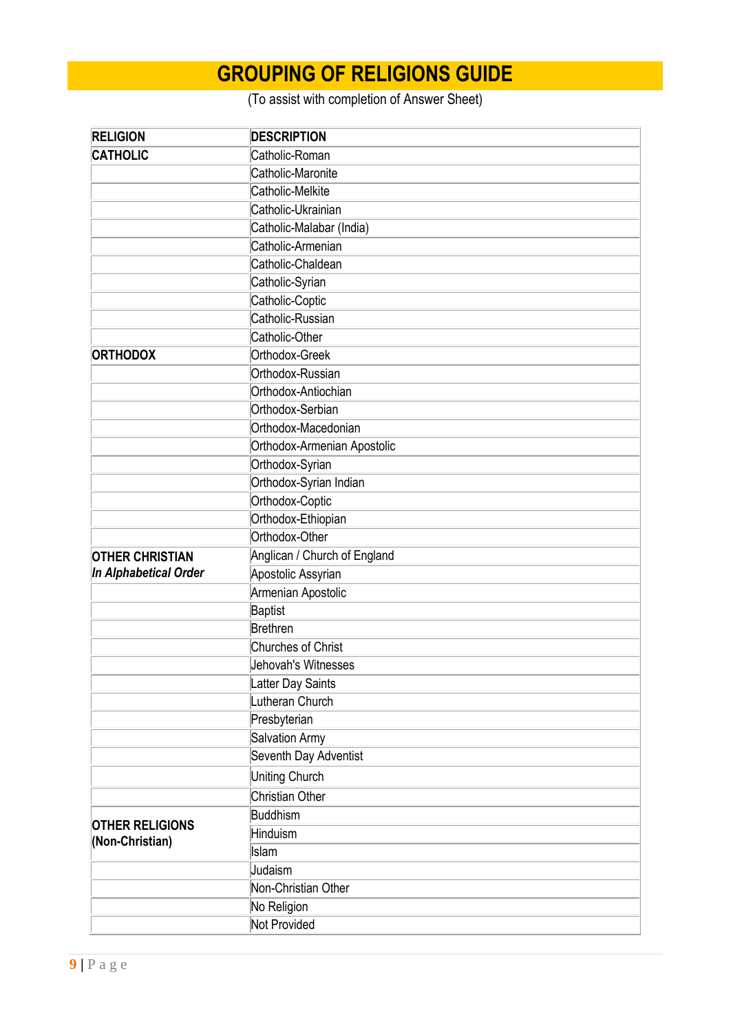# GROUPING OF RELIGIONS GUIDE

(To assist with completion of Answer Sheet)

| RELIGION | DESCRIPTION |
|---|---|
| **CATHOLIC** | Catholic-Roman |
| | Catholic-Maronite |
| | Catholic-Melkite |
| | Catholic-Ukrainian |
| | Catholic-Malabar (India) |
| | Catholic-Armenian |
| | Catholic-Chaldean |
| | Catholic-Syrian |
| | Catholic-Coptic |
| | Catholic-Russian |
| | Catholic-Other |
| **ORTHODOX** | Orthodox-Greek |
| | Orthodox-Russian |
| | Orthodox-Antiochian |
| | Orthodox-Serbian |
| | Orthodox-Macedonian |
| | Orthodox-Armenian Apostolic |
| | Orthodox-Syrian |
| | Orthodox-Syrian Indian |
| | Orthodox-Coptic |
| | Orthodox-Ethiopian |
| | Orthodox-Other |
| **OTHER CHRISTIAN** *In Alphabetical Order* | Anglican / Church of England |
| | Apostolic Assyrian |
| | Armenian Apostolic |
| | Baptist |
| | Brethren |
| | Churches of Christ |
| | Jehovah's Witnesses |
| | Latter Day Saints |
| | Lutheran Church |
| | Presbyterian |
| | Salvation Army |
| | Seventh Day Adventist |
| | Uniting Church |
| | Christian Other |
| **OTHER RELIGIONS (Non-Christian)** | Buddhism |
| | Hinduism |
| | Islam |
| | Judaism |
| | Non-Christian Other |
| | No Religion |
| | Not Provided |